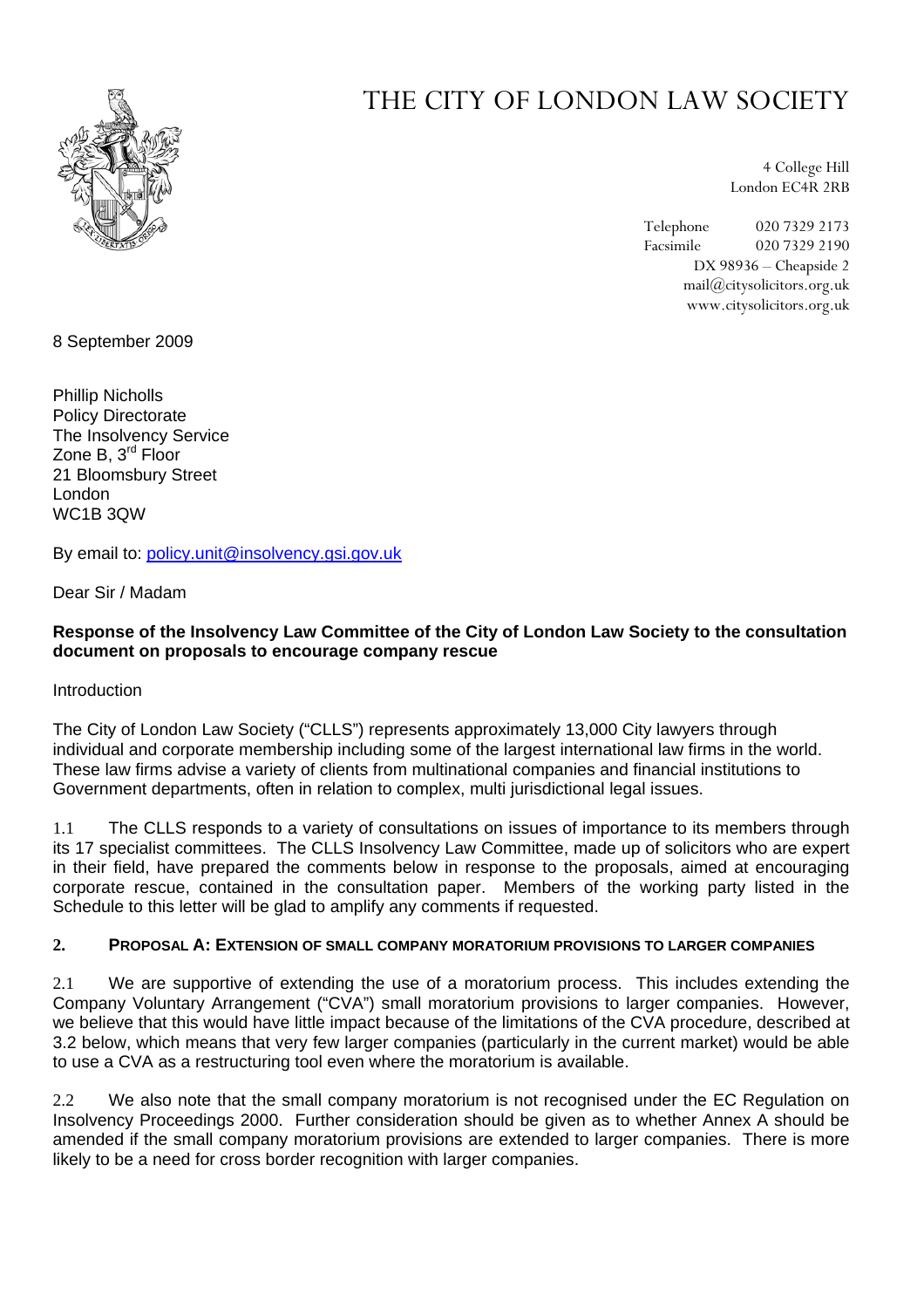# THE CITY OF LONDON LAW SOCIETY

4 College Hill
London EC4R 2RB

Telephone 020 7329 2173
Facsimile 020 7329 2190
DX 98936 – Cheapside 2
mail@citysolicitors.org.uk
www.citysolicitors.org.uk

8 September 2009

Phillip Nicholls
Policy Directorate
The Insolvency Service
Zone B, 3rd Floor
21 Bloomsbury Street
London
WC1B 3QW

By email to: policy.unit@insolvency.gsi.gov.uk

Dear Sir / Madam

**Response of the Insolvency Law Committee of the City of London Law Society to the consultation document on proposals to encourage company rescue**

Introduction

The City of London Law Society ("CLLS") represents approximately 13,000 City lawyers through individual and corporate membership including some of the largest international law firms in the world. These law firms advise a variety of clients from multinational companies and financial institutions to Government departments, often in relation to complex, multi jurisdictional legal issues.

1.1 The CLLS responds to a variety of consultations on issues of importance to its members through its 17 specialist committees. The CLLS Insolvency Law Committee, made up of solicitors who are expert in their field, have prepared the comments below in response to the proposals, aimed at encouraging corporate rescue, contained in the consultation paper. Members of the working party listed in the Schedule to this letter will be glad to amplify any comments if requested.

## 2. PROPOSAL A: EXTENSION OF SMALL COMPANY MORATORIUM PROVISIONS TO LARGER COMPANIES

2.1 We are supportive of extending the use of a moratorium process. This includes extending the Company Voluntary Arrangement ("CVA") small moratorium provisions to larger companies. However, we believe that this would have little impact because of the limitations of the CVA procedure, described at 3.2 below, which means that very few larger companies (particularly in the current market) would be able to use a CVA as a restructuring tool even where the moratorium is available.

2.2 We also note that the small company moratorium is not recognised under the EC Regulation on Insolvency Proceedings 2000. Further consideration should be given as to whether Annex A should be amended if the small company moratorium provisions are extended to larger companies. There is more likely to be a need for cross border recognition with larger companies.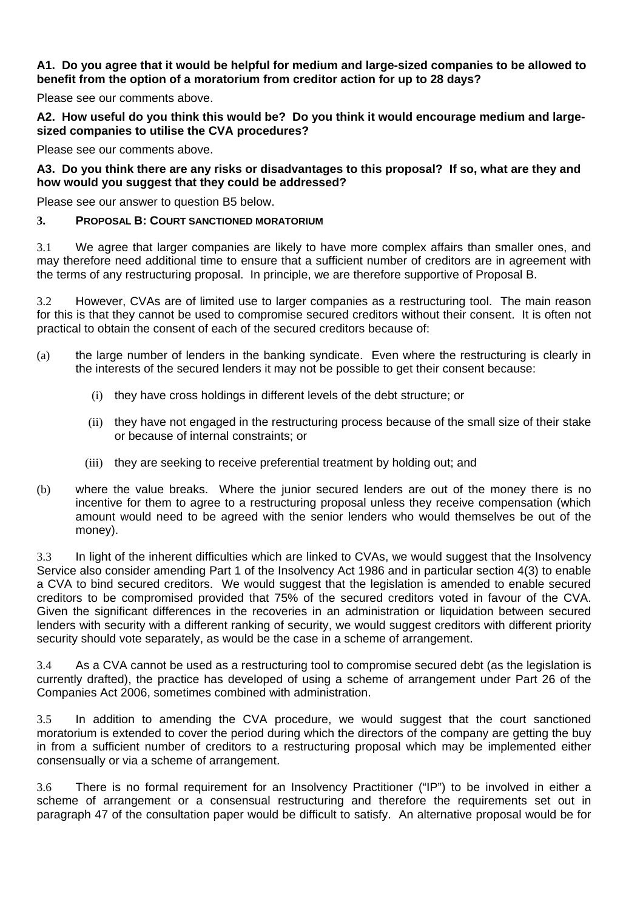**A1. Do you agree that it would be helpful for medium and large-sized companies to be allowed to benefit from the option of a moratorium from creditor action for up to 28 days?**

Please see our comments above.

**A2. How useful do you think this would be? Do you think it would encourage medium and large-sized companies to utilise the CVA procedures?**

Please see our comments above.

**A3. Do you think there are any risks or disadvantages to this proposal? If so, what are they and how would you suggest that they could be addressed?**

Please see our answer to question B5 below.

## 3. PROPOSAL B: COURT SANCTIONED MORATORIUM

3.1 We agree that larger companies are likely to have more complex affairs than smaller ones, and may therefore need additional time to ensure that a sufficient number of creditors are in agreement with the terms of any restructuring proposal. In principle, we are therefore supportive of Proposal B.

3.2 However, CVAs are of limited use to larger companies as a restructuring tool. The main reason for this is that they cannot be used to compromise secured creditors without their consent. It is often not practical to obtain the consent of each of the secured creditors because of:

(a) the large number of lenders in the banking syndicate. Even where the restructuring is clearly in the interests of the secured lenders it may not be possible to get their consent because:

  (i) they have cross holdings in different levels of the debt structure; or

  (ii) they have not engaged in the restructuring process because of the small size of their stake or because of internal constraints; or

  (iii) they are seeking to receive preferential treatment by holding out; and

(b) where the value breaks. Where the junior secured lenders are out of the money there is no incentive for them to agree to a restructuring proposal unless they receive compensation (which amount would need to be agreed with the senior lenders who would themselves be out of the money).

3.3 In light of the inherent difficulties which are linked to CVAs, we would suggest that the Insolvency Service also consider amending Part 1 of the Insolvency Act 1986 and in particular section 4(3) to enable a CVA to bind secured creditors. We would suggest that the legislation is amended to enable secured creditors to be compromised provided that 75% of the secured creditors voted in favour of the CVA. Given the significant differences in the recoveries in an administration or liquidation between secured lenders with security with a different ranking of security, we would suggest creditors with different priority security should vote separately, as would be the case in a scheme of arrangement.

3.4 As a CVA cannot be used as a restructuring tool to compromise secured debt (as the legislation is currently drafted), the practice has developed of using a scheme of arrangement under Part 26 of the Companies Act 2006, sometimes combined with administration.

3.5 In addition to amending the CVA procedure, we would suggest that the court sanctioned moratorium is extended to cover the period during which the directors of the company are getting the buy in from a sufficient number of creditors to a restructuring proposal which may be implemented either consensually or via a scheme of arrangement.

3.6 There is no formal requirement for an Insolvency Practitioner ("IP") to be involved in either a scheme of arrangement or a consensual restructuring and therefore the requirements set out in paragraph 47 of the consultation paper would be difficult to satisfy. An alternative proposal would be for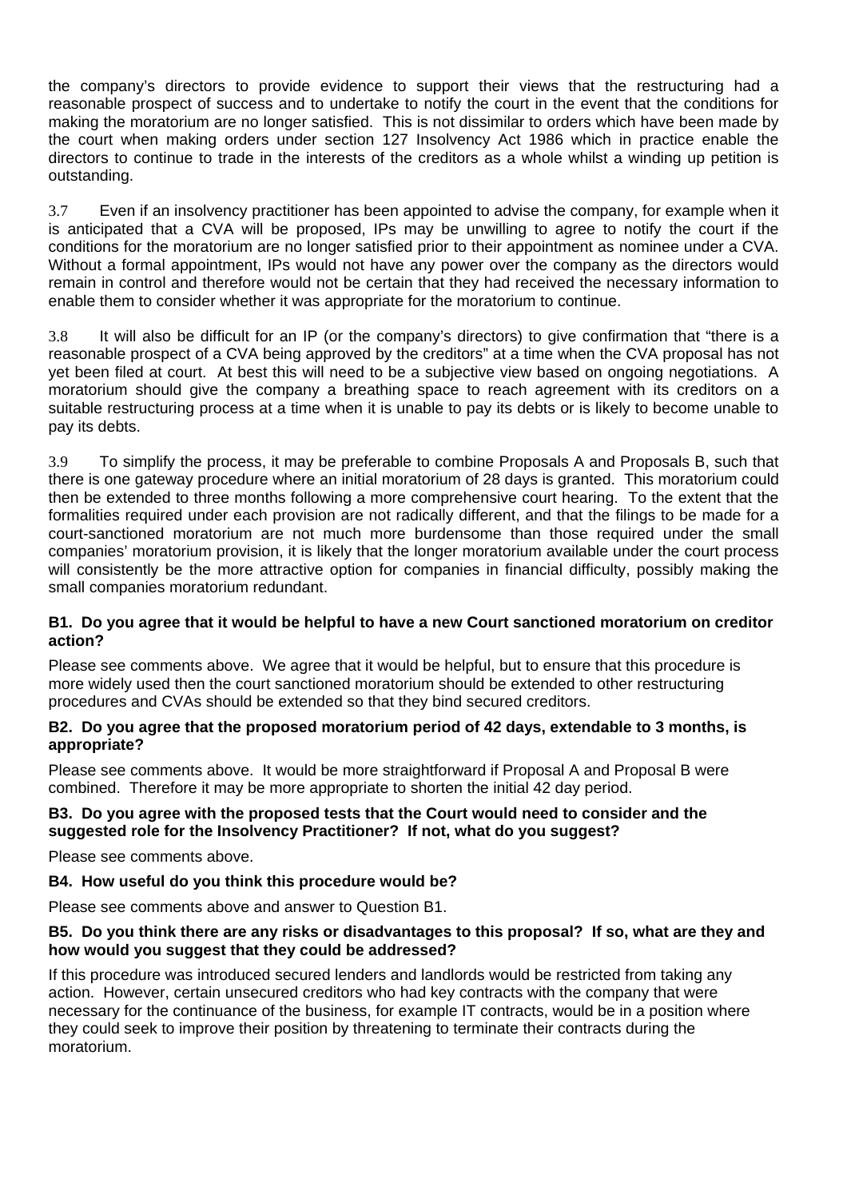the company's directors to provide evidence to support their views that the restructuring had a reasonable prospect of success and to undertake to notify the court in the event that the conditions for making the moratorium are no longer satisfied. This is not dissimilar to orders which have been made by the court when making orders under section 127 Insolvency Act 1986 which in practice enable the directors to continue to trade in the interests of the creditors as a whole whilst a winding up petition is outstanding.

3.7 Even if an insolvency practitioner has been appointed to advise the company, for example when it is anticipated that a CVA will be proposed, IPs may be unwilling to agree to notify the court if the conditions for the moratorium are no longer satisfied prior to their appointment as nominee under a CVA. Without a formal appointment, IPs would not have any power over the company as the directors would remain in control and therefore would not be certain that they had received the necessary information to enable them to consider whether it was appropriate for the moratorium to continue.

3.8 It will also be difficult for an IP (or the company's directors) to give confirmation that "there is a reasonable prospect of a CVA being approved by the creditors" at a time when the CVA proposal has not yet been filed at court. At best this will need to be a subjective view based on ongoing negotiations. A moratorium should give the company a breathing space to reach agreement with its creditors on a suitable restructuring process at a time when it is unable to pay its debts or is likely to become unable to pay its debts.

3.9 To simplify the process, it may be preferable to combine Proposals A and Proposals B, such that there is one gateway procedure where an initial moratorium of 28 days is granted. This moratorium could then be extended to three months following a more comprehensive court hearing. To the extent that the formalities required under each provision are not radically different, and that the filings to be made for a court-sanctioned moratorium are not much more burdensome than those required under the small companies' moratorium provision, it is likely that the longer moratorium available under the court process will consistently be the more attractive option for companies in financial difficulty, possibly making the small companies moratorium redundant.

**B1. Do you agree that it would be helpful to have a new Court sanctioned moratorium on creditor action?**

Please see comments above. We agree that it would be helpful, but to ensure that this procedure is more widely used then the court sanctioned moratorium should be extended to other restructuring procedures and CVAs should be extended so that they bind secured creditors.

**B2. Do you agree that the proposed moratorium period of 42 days, extendable to 3 months, is appropriate?**

Please see comments above. It would be more straightforward if Proposal A and Proposal B were combined. Therefore it may be more appropriate to shorten the initial 42 day period.

**B3. Do you agree with the proposed tests that the Court would need to consider and the suggested role for the Insolvency Practitioner? If not, what do you suggest?**

Please see comments above.

**B4. How useful do you think this procedure would be?**

Please see comments above and answer to Question B1.

**B5. Do you think there are any risks or disadvantages to this proposal? If so, what are they and how would you suggest that they could be addressed?**

If this procedure was introduced secured lenders and landlords would be restricted from taking any action. However, certain unsecured creditors who had key contracts with the company that were necessary for the continuance of the business, for example IT contracts, would be in a position where they could seek to improve their position by threatening to terminate their contracts during the moratorium.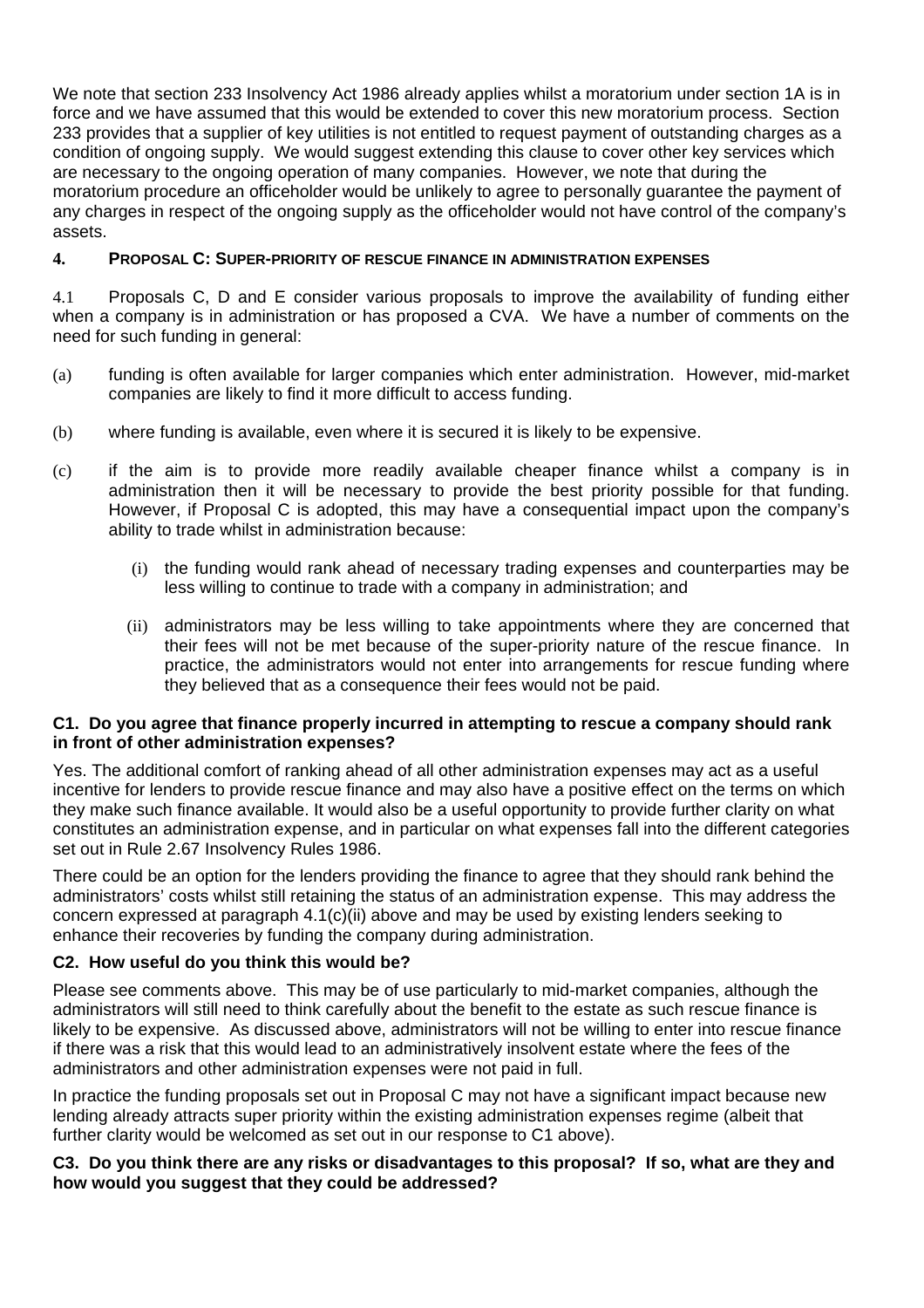We note that section 233 Insolvency Act 1986 already applies whilst a moratorium under section 1A is in force and we have assumed that this would be extended to cover this new moratorium process. Section 233 provides that a supplier of key utilities is not entitled to request payment of outstanding charges as a condition of ongoing supply. We would suggest extending this clause to cover other key services which are necessary to the ongoing operation of many companies. However, we note that during the moratorium procedure an officeholder would be unlikely to agree to personally guarantee the payment of any charges in respect of the ongoing supply as the officeholder would not have control of the company's assets.

## 4. PROPOSAL C: SUPER-PRIORITY OF RESCUE FINANCE IN ADMINISTRATION EXPENSES

4.1 Proposals C, D and E consider various proposals to improve the availability of funding either when a company is in administration or has proposed a CVA. We have a number of comments on the need for such funding in general:

(a) funding is often available for larger companies which enter administration. However, mid-market companies are likely to find it more difficult to access funding.

(b) where funding is available, even where it is secured it is likely to be expensive.

(c) if the aim is to provide more readily available cheaper finance whilst a company is in administration then it will be necessary to provide the best priority possible for that funding. However, if Proposal C is adopted, this may have a consequential impact upon the company's ability to trade whilst in administration because:

   (i) the funding would rank ahead of necessary trading expenses and counterparties may be less willing to continue to trade with a company in administration; and

   (ii) administrators may be less willing to take appointments where they are concerned that their fees will not be met because of the super-priority nature of the rescue finance. In practice, the administrators would not enter into arrangements for rescue funding where they believed that as a consequence their fees would not be paid.

**C1. Do you agree that finance properly incurred in attempting to rescue a company should rank in front of other administration expenses?**

Yes. The additional comfort of ranking ahead of all other administration expenses may act as a useful incentive for lenders to provide rescue finance and may also have a positive effect on the terms on which they make such finance available. It would also be a useful opportunity to provide further clarity on what constitutes an administration expense, and in particular on what expenses fall into the different categories set out in Rule 2.67 Insolvency Rules 1986.

There could be an option for the lenders providing the finance to agree that they should rank behind the administrators' costs whilst still retaining the status of an administration expense. This may address the concern expressed at paragraph 4.1(c)(ii) above and may be used by existing lenders seeking to enhance their recoveries by funding the company during administration.

**C2. How useful do you think this would be?**

Please see comments above. This may be of use particularly to mid-market companies, although the administrators will still need to think carefully about the benefit to the estate as such rescue finance is likely to be expensive. As discussed above, administrators will not be willing to enter into rescue finance if there was a risk that this would lead to an administratively insolvent estate where the fees of the administrators and other administration expenses were not paid in full.

In practice the funding proposals set out in Proposal C may not have a significant impact because new lending already attracts super priority within the existing administration expenses regime (albeit that further clarity would be welcomed as set out in our response to C1 above).

**C3. Do you think there are any risks or disadvantages to this proposal? If so, what are they and how would you suggest that they could be addressed?**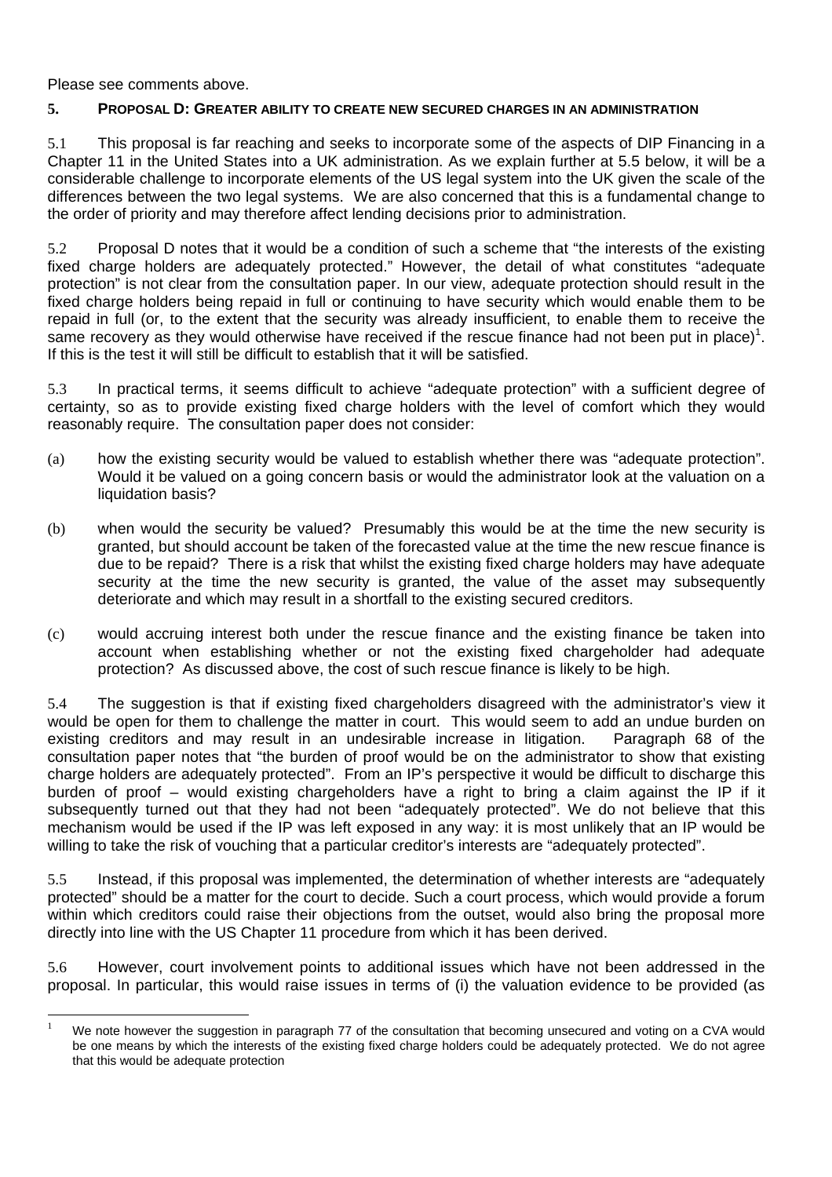Please see comments above.

## 5. PROPOSAL D: GREATER ABILITY TO CREATE NEW SECURED CHARGES IN AN ADMINISTRATION

5.1 This proposal is far reaching and seeks to incorporate some of the aspects of DIP Financing in a Chapter 11 in the United States into a UK administration. As we explain further at 5.5 below, it will be a considerable challenge to incorporate elements of the US legal system into the UK given the scale of the differences between the two legal systems. We are also concerned that this is a fundamental change to the order of priority and may therefore affect lending decisions prior to administration.

5.2 Proposal D notes that it would be a condition of such a scheme that "the interests of the existing fixed charge holders are adequately protected." However, the detail of what constitutes "adequate protection" is not clear from the consultation paper. In our view, adequate protection should result in the fixed charge holders being repaid in full or continuing to have security which would enable them to be repaid in full (or, to the extent that the security was already insufficient, to enable them to receive the same recovery as they would otherwise have received if the rescue finance had not been put in place)[1]. If this is the test it will still be difficult to establish that it will be satisfied.

5.3 In practical terms, it seems difficult to achieve "adequate protection" with a sufficient degree of certainty, so as to provide existing fixed charge holders with the level of comfort which they would reasonably require. The consultation paper does not consider:

(a) how the existing security would be valued to establish whether there was "adequate protection". Would it be valued on a going concern basis or would the administrator look at the valuation on a liquidation basis?

(b) when would the security be valued? Presumably this would be at the time the new security is granted, but should account be taken of the forecasted value at the time the new rescue finance is due to be repaid? There is a risk that whilst the existing fixed charge holders may have adequate security at the time the new security is granted, the value of the asset may subsequently deteriorate and which may result in a shortfall to the existing secured creditors.

(c) would accruing interest both under the rescue finance and the existing finance be taken into account when establishing whether or not the existing fixed chargeholder had adequate protection? As discussed above, the cost of such rescue finance is likely to be high.

5.4 The suggestion is that if existing fixed chargeholders disagreed with the administrator's view it would be open for them to challenge the matter in court. This would seem to add an undue burden on existing creditors and may result in an undesirable increase in litigation. Paragraph 68 of the consultation paper notes that "the burden of proof would be on the administrator to show that existing charge holders are adequately protected". From an IP's perspective it would be difficult to discharge this burden of proof – would existing chargeholders have a right to bring a claim against the IP if it subsequently turned out that they had not been "adequately protected". We do not believe that this mechanism would be used if the IP was left exposed in any way: it is most unlikely that an IP would be willing to take the risk of vouching that a particular creditor's interests are "adequately protected".

5.5 Instead, if this proposal was implemented, the determination of whether interests are "adequately protected" should be a matter for the court to decide. Such a court process, which would provide a forum within which creditors could raise their objections from the outset, would also bring the proposal more directly into line with the US Chapter 11 procedure from which it has been derived.

5.6 However, court involvement points to additional issues which have not been addressed in the proposal. In particular, this would raise issues in terms of (i) the valuation evidence to be provided (as

---

[1] We note however the suggestion in paragraph 77 of the consultation that becoming unsecured and voting on a CVA would be one means by which the interests of the existing fixed charge holders could be adequately protected. We do not agree that this would be adequate protection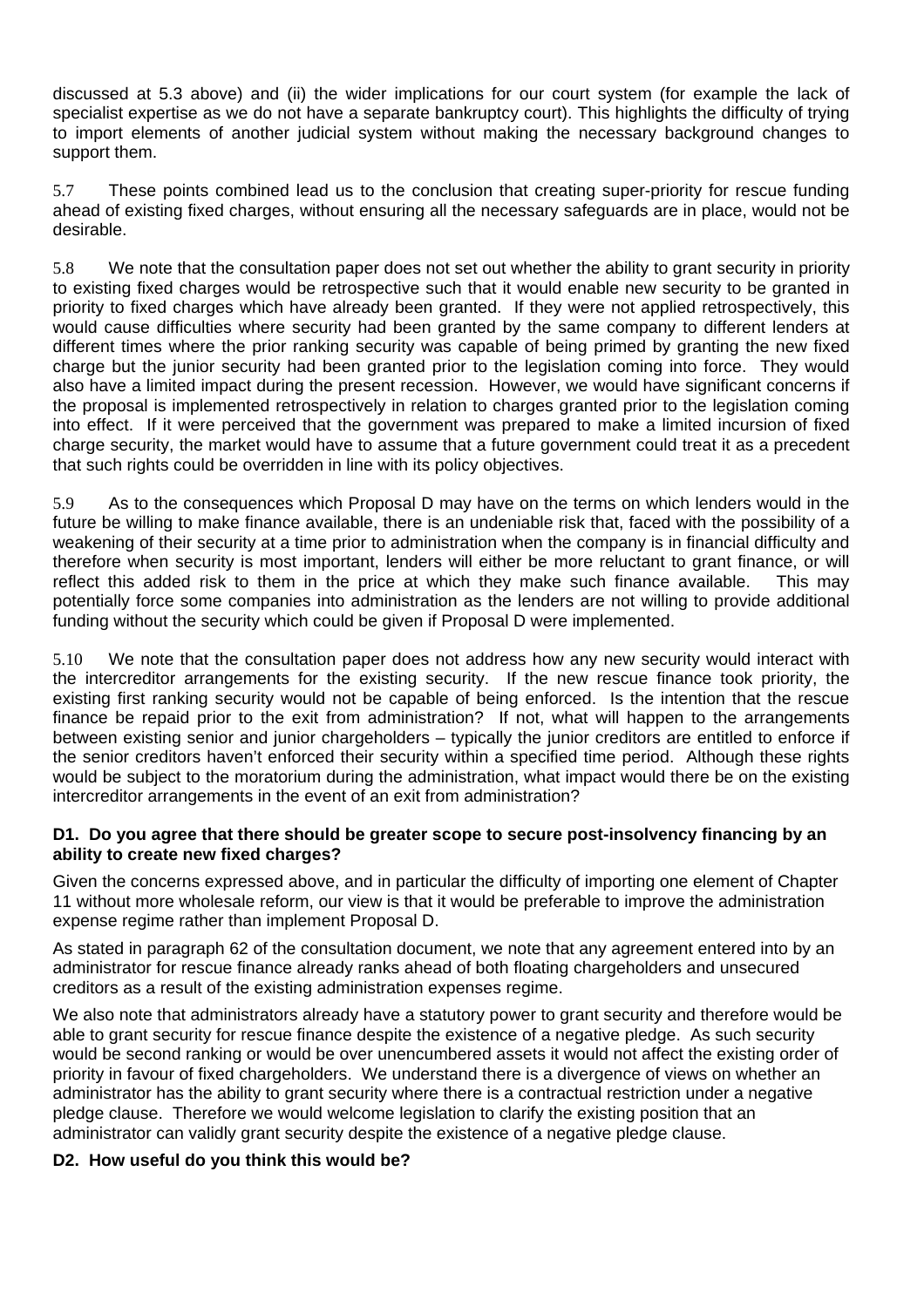discussed at 5.3 above) and (ii) the wider implications for our court system (for example the lack of specialist expertise as we do not have a separate bankruptcy court). This highlights the difficulty of trying to import elements of another judicial system without making the necessary background changes to support them.

5.7 These points combined lead us to the conclusion that creating super-priority for rescue funding ahead of existing fixed charges, without ensuring all the necessary safeguards are in place, would not be desirable.

5.8 We note that the consultation paper does not set out whether the ability to grant security in priority to existing fixed charges would be retrospective such that it would enable new security to be granted in priority to fixed charges which have already been granted. If they were not applied retrospectively, this would cause difficulties where security had been granted by the same company to different lenders at different times where the prior ranking security was capable of being primed by granting the new fixed charge but the junior security had been granted prior to the legislation coming into force. They would also have a limited impact during the present recession. However, we would have significant concerns if the proposal is implemented retrospectively in relation to charges granted prior to the legislation coming into effect. If it were perceived that the government was prepared to make a limited incursion of fixed charge security, the market would have to assume that a future government could treat it as a precedent that such rights could be overridden in line with its policy objectives.

5.9 As to the consequences which Proposal D may have on the terms on which lenders would in the future be willing to make finance available, there is an undeniable risk that, faced with the possibility of a weakening of their security at a time prior to administration when the company is in financial difficulty and therefore when security is most important, lenders will either be more reluctant to grant finance, or will reflect this added risk to them in the price at which they make such finance available. This may potentially force some companies into administration as the lenders are not willing to provide additional funding without the security which could be given if Proposal D were implemented.

5.10 We note that the consultation paper does not address how any new security would interact with the intercreditor arrangements for the existing security. If the new rescue finance took priority, the existing first ranking security would not be capable of being enforced. Is the intention that the rescue finance be repaid prior to the exit from administration? If not, what will happen to the arrangements between existing senior and junior chargeholders – typically the junior creditors are entitled to enforce if the senior creditors haven't enforced their security within a specified time period. Although these rights would be subject to the moratorium during the administration, what impact would there be on the existing intercreditor arrangements in the event of an exit from administration?

**D1. Do you agree that there should be greater scope to secure post-insolvency financing by an ability to create new fixed charges?**

Given the concerns expressed above, and in particular the difficulty of importing one element of Chapter 11 without more wholesale reform, our view is that it would be preferable to improve the administration expense regime rather than implement Proposal D.

As stated in paragraph 62 of the consultation document, we note that any agreement entered into by an administrator for rescue finance already ranks ahead of both floating chargeholders and unsecured creditors as a result of the existing administration expenses regime.

We also note that administrators already have a statutory power to grant security and therefore would be able to grant security for rescue finance despite the existence of a negative pledge. As such security would be second ranking or would be over unencumbered assets it would not affect the existing order of priority in favour of fixed chargeholders. We understand there is a divergence of views on whether an administrator has the ability to grant security where there is a contractual restriction under a negative pledge clause. Therefore we would welcome legislation to clarify the existing position that an administrator can validly grant security despite the existence of a negative pledge clause.

**D2. How useful do you think this would be?**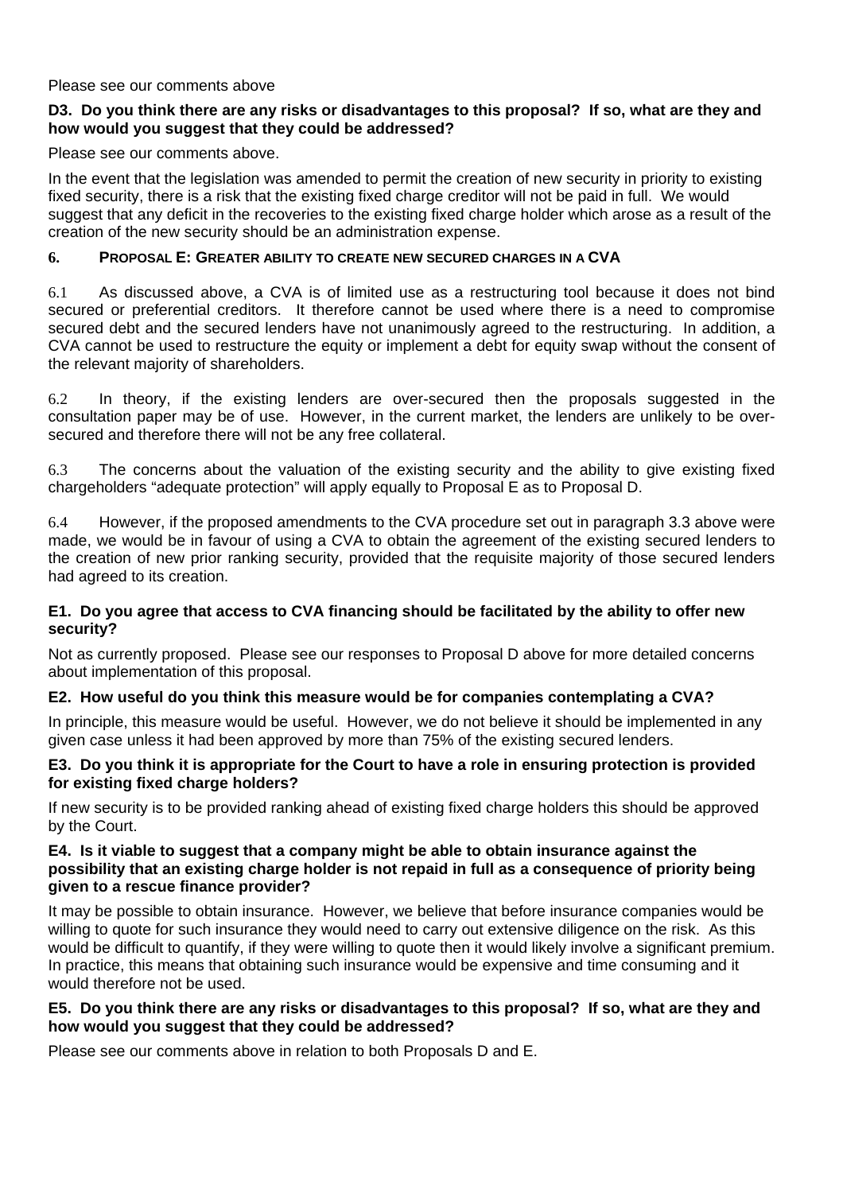Please see our comments above

**D3. Do you think there are any risks or disadvantages to this proposal? If so, what are they and how would you suggest that they could be addressed?**

Please see our comments above.

In the event that the legislation was amended to permit the creation of new security in priority to existing fixed security, there is a risk that the existing fixed charge creditor will not be paid in full. We would suggest that any deficit in the recoveries to the existing fixed charge holder which arose as a result of the creation of the new security should be an administration expense.

## 6. PROPOSAL E: GREATER ABILITY TO CREATE NEW SECURED CHARGES IN A CVA

6.1 As discussed above, a CVA is of limited use as a restructuring tool because it does not bind secured or preferential creditors. It therefore cannot be used where there is a need to compromise secured debt and the secured lenders have not unanimously agreed to the restructuring. In addition, a CVA cannot be used to restructure the equity or implement a debt for equity swap without the consent of the relevant majority of shareholders.

6.2 In theory, if the existing lenders are over-secured then the proposals suggested in the consultation paper may be of use. However, in the current market, the lenders are unlikely to be over-secured and therefore there will not be any free collateral.

6.3 The concerns about the valuation of the existing security and the ability to give existing fixed chargeholders "adequate protection" will apply equally to Proposal E as to Proposal D.

6.4 However, if the proposed amendments to the CVA procedure set out in paragraph 3.3 above were made, we would be in favour of using a CVA to obtain the agreement of the existing secured lenders to the creation of new prior ranking security, provided that the requisite majority of those secured lenders had agreed to its creation.

**E1. Do you agree that access to CVA financing should be facilitated by the ability to offer new security?**

Not as currently proposed. Please see our responses to Proposal D above for more detailed concerns about implementation of this proposal.

**E2. How useful do you think this measure would be for companies contemplating a CVA?**

In principle, this measure would be useful. However, we do not believe it should be implemented in any given case unless it had been approved by more than 75% of the existing secured lenders.

**E3. Do you think it is appropriate for the Court to have a role in ensuring protection is provided for existing fixed charge holders?**

If new security is to be provided ranking ahead of existing fixed charge holders this should be approved by the Court.

**E4. Is it viable to suggest that a company might be able to obtain insurance against the possibility that an existing charge holder is not repaid in full as a consequence of priority being given to a rescue finance provider?**

It may be possible to obtain insurance. However, we believe that before insurance companies would be willing to quote for such insurance they would need to carry out extensive diligence on the risk. As this would be difficult to quantify, if they were willing to quote then it would likely involve a significant premium. In practice, this means that obtaining such insurance would be expensive and time consuming and it would therefore not be used.

**E5. Do you think there are any risks or disadvantages to this proposal? If so, what are they and how would you suggest that they could be addressed?**

Please see our comments above in relation to both Proposals D and E.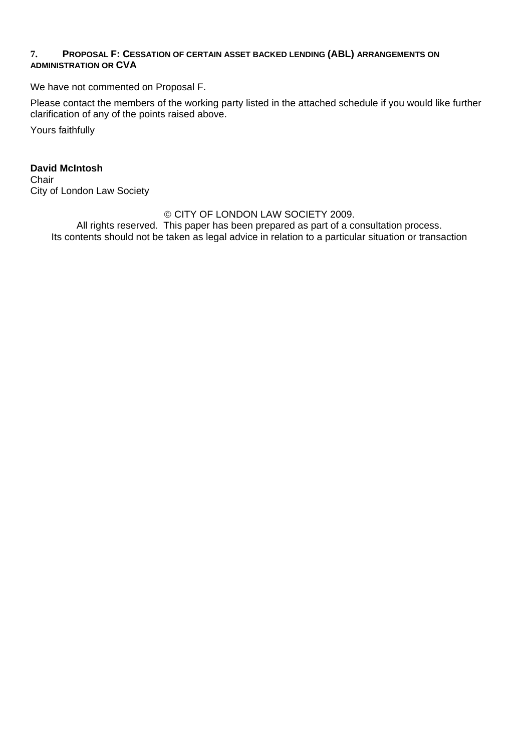## 7. PROPOSAL F: CESSATION OF CERTAIN ASSET BACKED LENDING (ABL) ARRANGEMENTS ON ADMINISTRATION OR CVA

We have not commented on Proposal F.

Please contact the members of the working party listed in the attached schedule if you would like further clarification of any of the points raised above.

Yours faithfully

**David McIntosh**
Chair
City of London Law Society

© CITY OF LONDON LAW SOCIETY 2009.
All rights reserved. This paper has been prepared as part of a consultation process.
Its contents should not be taken as legal advice in relation to a particular situation or transaction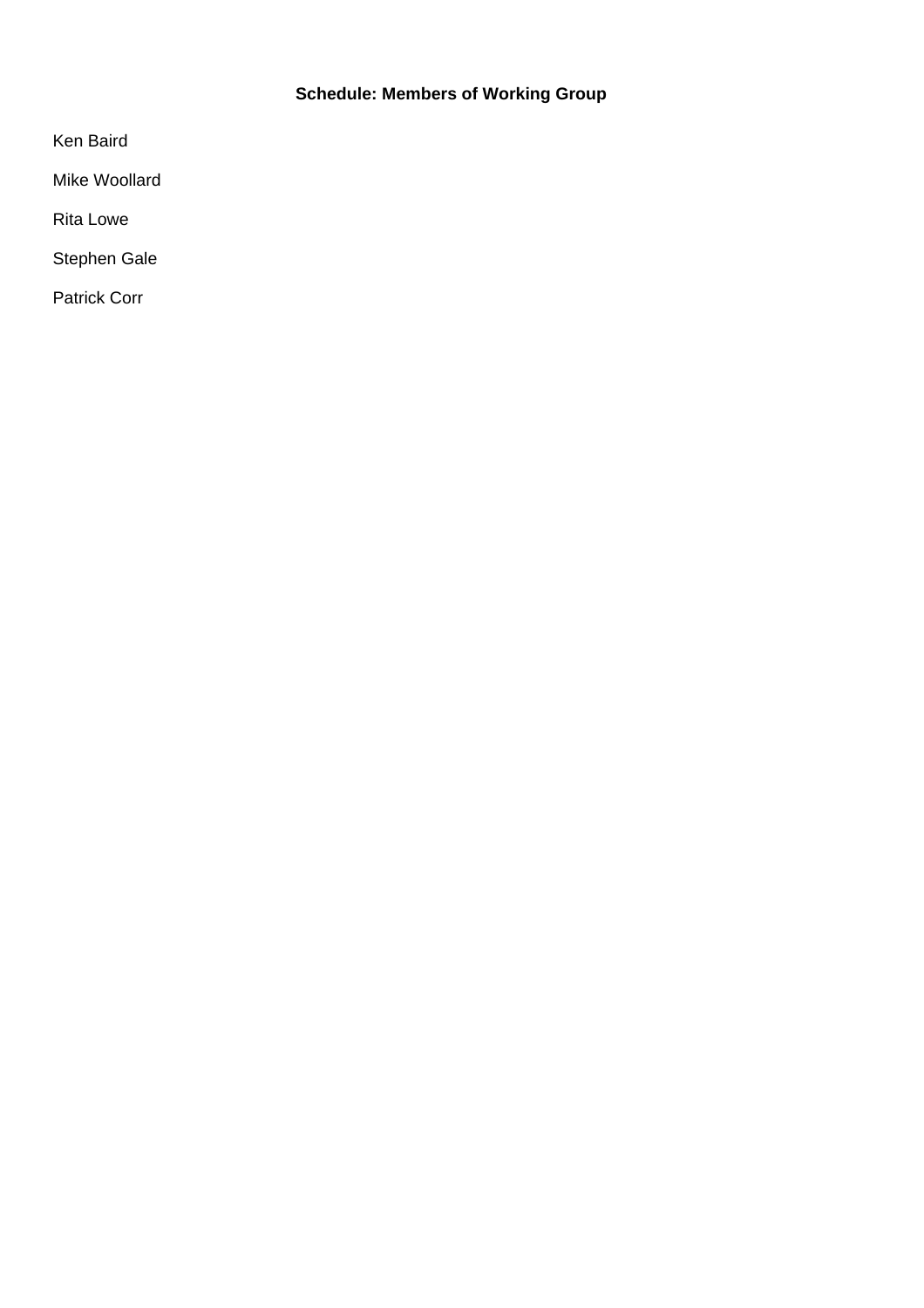**Schedule: Members of Working Group**

Ken Baird

Mike Woollard

Rita Lowe

Stephen Gale

Patrick Corr